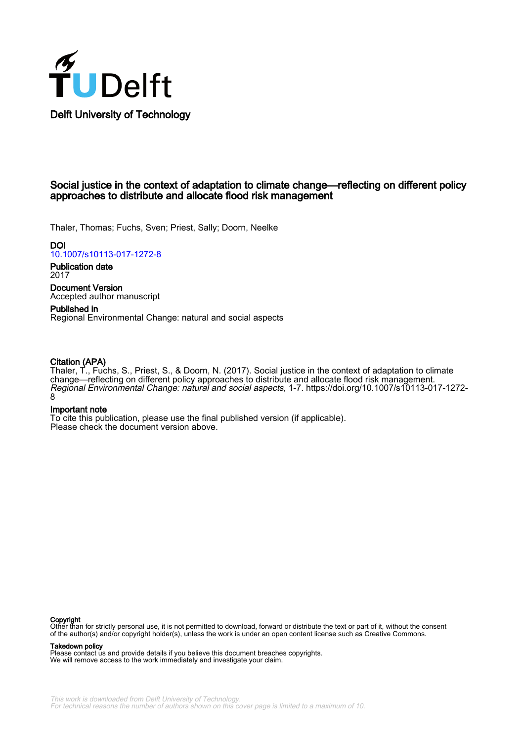Delft University of Technology

# Social justice in the context of adaptation to climate change—reflecting on different policy approaches to distribute and allocate flood risk management

Thaler, Thomas; Fuchs, Sven; Priest, Sally; Doorn, Neelke

**DOI**
10.1007/s10113-017-1272-8

**Publication date**
2017

**Document Version**
Accepted author manuscript

**Published in**
Regional Environmental Change: natural and social aspects

**Citation (APA)**
Thaler, T., Fuchs, S., Priest, S., & Doorn, N. (2017). Social justice in the context of adaptation to climate change—reflecting on different policy approaches to distribute and allocate flood risk management. *Regional Environmental Change: natural and social aspects*, 1-7. https://doi.org/10.1007/s10113-017-1272-8

**Important note**
To cite this publication, please use the final published version (if applicable).
Please check the document version above.

**Copyright**
Other than for strictly personal use, it is not permitted to download, forward or distribute the text or part of it, without the consent of the author(s) and/or copyright holder(s), unless the work is under an open content license such as Creative Commons.

**Takedown policy**
Please contact us and provide details if you believe this document breaches copyrights.
We will remove access to the work immediately and investigate your claim.

*This work is downloaded from Delft University of Technology.*
*For technical reasons the number of authors shown on this cover page is limited to a maximum of 10.*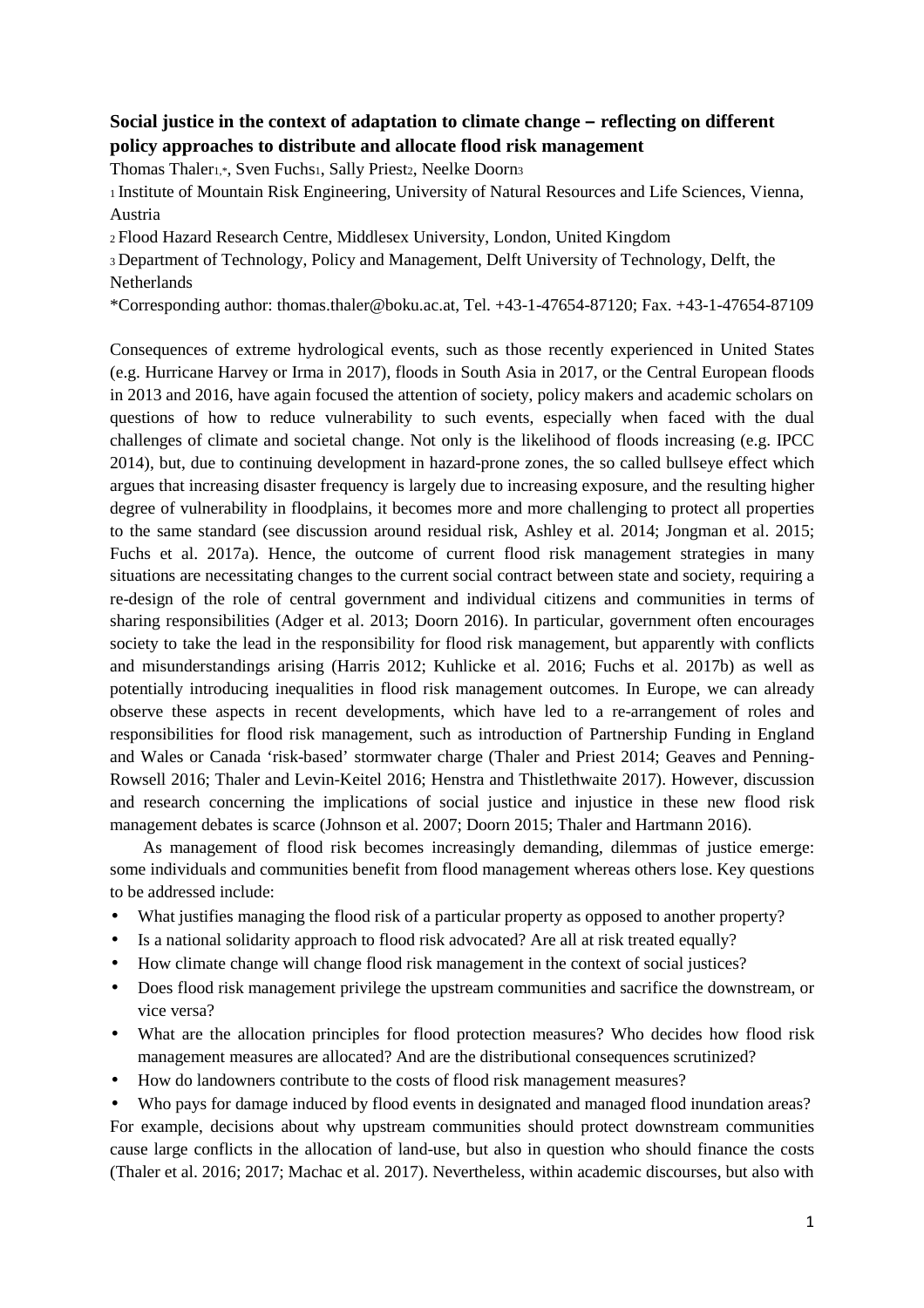**Social justice in the context of adaptation to climate change – reflecting on different policy approaches to distribute and allocate flood risk management**

Thomas Thaler[1,*], Sven Fuchs[1], Sally Priest[2], Neelke Doorn[3]

[1] Institute of Mountain Risk Engineering, University of Natural Resources and Life Sciences, Vienna, Austria

[2] Flood Hazard Research Centre, Middlesex University, London, United Kingdom

[3] Department of Technology, Policy and Management, Delft University of Technology, Delft, the Netherlands

*Corresponding author: thomas.thaler@boku.ac.at, Tel. +43-1-47654-87120; Fax. +43-1-47654-87109

Consequences of extreme hydrological events, such as those recently experienced in United States (e.g. Hurricane Harvey or Irma in 2017), floods in South Asia in 2017, or the Central European floods in 2013 and 2016, have again focused the attention of society, policy makers and academic scholars on questions of how to reduce vulnerability to such events, especially when faced with the dual challenges of climate and societal change. Not only is the likelihood of floods increasing (e.g. IPCC 2014), but, due to continuing development in hazard-prone zones, the so called bullseye effect which argues that increasing disaster frequency is largely due to increasing exposure, and the resulting higher degree of vulnerability in floodplains, it becomes more and more challenging to protect all properties to the same standard (see discussion around residual risk, Ashley et al. 2014; Jongman et al. 2015; Fuchs et al. 2017a). Hence, the outcome of current flood risk management strategies in many situations are necessitating changes to the current social contract between state and society, requiring a re-design of the role of central government and individual citizens and communities in terms of sharing responsibilities (Adger et al. 2013; Doorn 2016). In particular, government often encourages society to take the lead in the responsibility for flood risk management, but apparently with conflicts and misunderstandings arising (Harris 2012; Kuhlicke et al. 2016; Fuchs et al. 2017b) as well as potentially introducing inequalities in flood risk management outcomes. In Europe, we can already observe these aspects in recent developments, which have led to a re-arrangement of roles and responsibilities for flood risk management, such as introduction of Partnership Funding in England and Wales or Canada 'risk-based' stormwater charge (Thaler and Priest 2014; Geaves and Penning-Rowsell 2016; Thaler and Levin-Keitel 2016; Henstra and Thistlethwaite 2017). However, discussion and research concerning the implications of social justice and injustice in these new flood risk management debates is scarce (Johnson et al. 2007; Doorn 2015; Thaler and Hartmann 2016).

As management of flood risk becomes increasingly demanding, dilemmas of justice emerge: some individuals and communities benefit from flood management whereas others lose. Key questions to be addressed include:

- What justifies managing the flood risk of a particular property as opposed to another property?
- Is a national solidarity approach to flood risk advocated? Are all at risk treated equally?
- How climate change will change flood risk management in the context of social justices?
- Does flood risk management privilege the upstream communities and sacrifice the downstream, or vice versa?
- What are the allocation principles for flood protection measures? Who decides how flood risk management measures are allocated? And are the distributional consequences scrutinized?
- How do landowners contribute to the costs of flood risk management measures?
- Who pays for damage induced by flood events in designated and managed flood inundation areas?

For example, decisions about why upstream communities should protect downstream communities cause large conflicts in the allocation of land-use, but also in question who should finance the costs (Thaler et al. 2016; 2017; Machac et al. 2017). Nevertheless, within academic discourses, but also with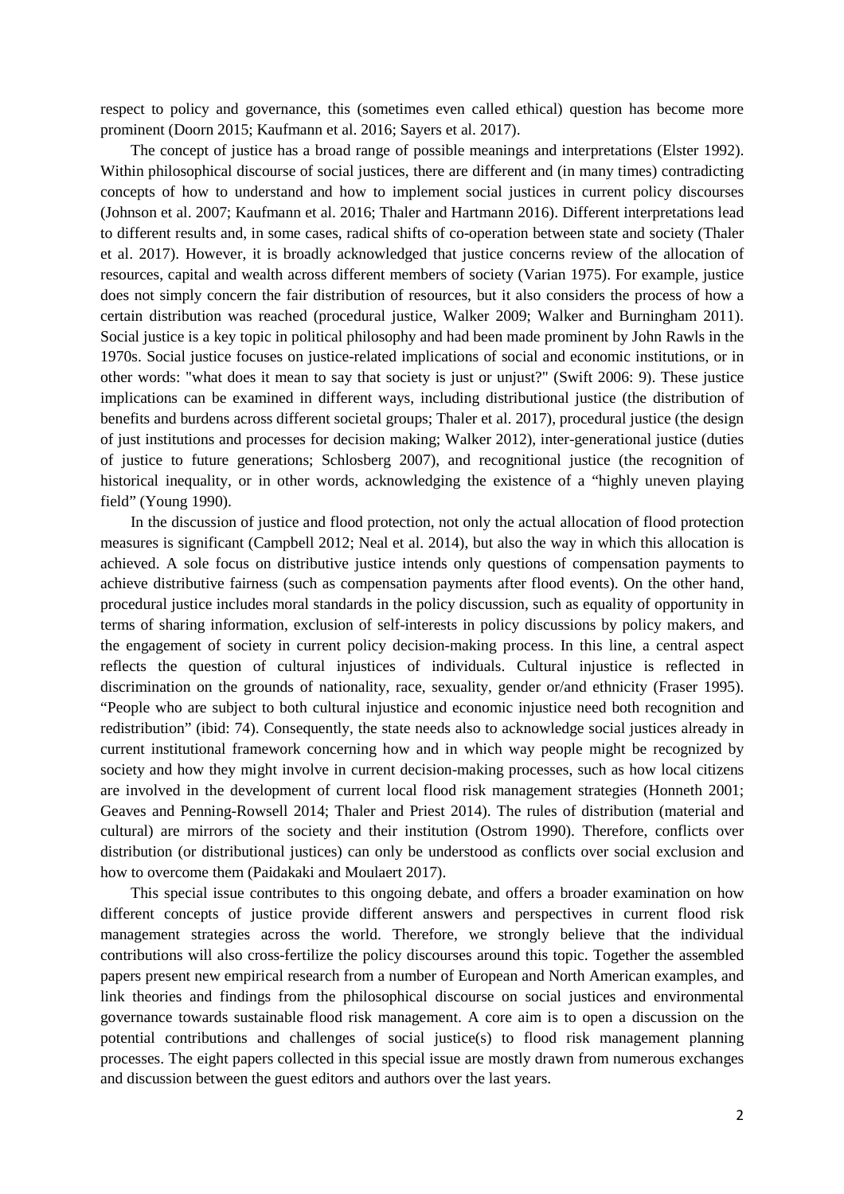respect to policy and governance, this (sometimes even called ethical) question has become more prominent (Doorn 2015; Kaufmann et al. 2016; Sayers et al. 2017).

The concept of justice has a broad range of possible meanings and interpretations (Elster 1992). Within philosophical discourse of social justices, there are different and (in many times) contradicting concepts of how to understand and how to implement social justices in current policy discourses (Johnson et al. 2007; Kaufmann et al. 2016; Thaler and Hartmann 2016). Different interpretations lead to different results and, in some cases, radical shifts of co-operation between state and society (Thaler et al. 2017). However, it is broadly acknowledged that justice concerns review of the allocation of resources, capital and wealth across different members of society (Varian 1975). For example, justice does not simply concern the fair distribution of resources, but it also considers the process of how a certain distribution was reached (procedural justice, Walker 2009; Walker and Burningham 2011). Social justice is a key topic in political philosophy and had been made prominent by John Rawls in the 1970s. Social justice focuses on justice-related implications of social and economic institutions, or in other words: "what does it mean to say that society is just or unjust?" (Swift 2006: 9). These justice implications can be examined in different ways, including distributional justice (the distribution of benefits and burdens across different societal groups; Thaler et al. 2017), procedural justice (the design of just institutions and processes for decision making; Walker 2012), inter-generational justice (duties of justice to future generations; Schlosberg 2007), and recognitional justice (the recognition of historical inequality, or in other words, acknowledging the existence of a "highly uneven playing field" (Young 1990).

In the discussion of justice and flood protection, not only the actual allocation of flood protection measures is significant (Campbell 2012; Neal et al. 2014), but also the way in which this allocation is achieved. A sole focus on distributive justice intends only questions of compensation payments to achieve distributive fairness (such as compensation payments after flood events). On the other hand, procedural justice includes moral standards in the policy discussion, such as equality of opportunity in terms of sharing information, exclusion of self-interests in policy discussions by policy makers, and the engagement of society in current policy decision-making process. In this line, a central aspect reflects the question of cultural injustices of individuals. Cultural injustice is reflected in discrimination on the grounds of nationality, race, sexuality, gender or/and ethnicity (Fraser 1995). "People who are subject to both cultural injustice and economic injustice need both recognition and redistribution" (ibid: 74). Consequently, the state needs also to acknowledge social justices already in current institutional framework concerning how and in which way people might be recognized by society and how they might involve in current decision-making processes, such as how local citizens are involved in the development of current local flood risk management strategies (Honneth 2001; Geaves and Penning-Rowsell 2014; Thaler and Priest 2014). The rules of distribution (material and cultural) are mirrors of the society and their institution (Ostrom 1990). Therefore, conflicts over distribution (or distributional justices) can only be understood as conflicts over social exclusion and how to overcome them (Paidakaki and Moulaert 2017).

This special issue contributes to this ongoing debate, and offers a broader examination on how different concepts of justice provide different answers and perspectives in current flood risk management strategies across the world. Therefore, we strongly believe that the individual contributions will also cross-fertilize the policy discourses around this topic. Together the assembled papers present new empirical research from a number of European and North American examples, and link theories and findings from the philosophical discourse on social justices and environmental governance towards sustainable flood risk management. A core aim is to open a discussion on the potential contributions and challenges of social justice(s) to flood risk management planning processes. The eight papers collected in this special issue are mostly drawn from numerous exchanges and discussion between the guest editors and authors over the last years.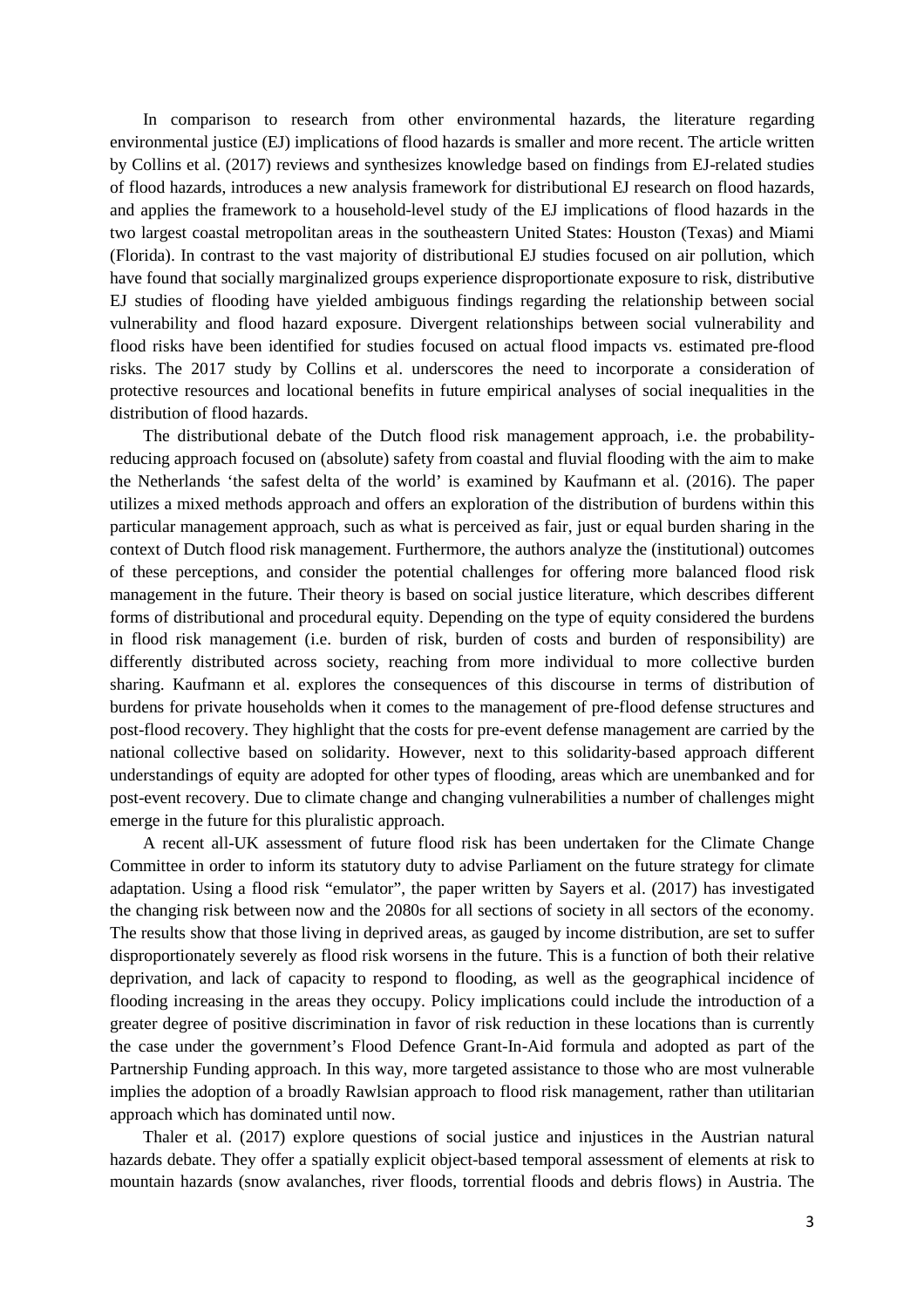In comparison to research from other environmental hazards, the literature regarding environmental justice (EJ) implications of flood hazards is smaller and more recent. The article written by Collins et al. (2017) reviews and synthesizes knowledge based on findings from EJ-related studies of flood hazards, introduces a new analysis framework for distributional EJ research on flood hazards, and applies the framework to a household-level study of the EJ implications of flood hazards in the two largest coastal metropolitan areas in the southeastern United States: Houston (Texas) and Miami (Florida). In contrast to the vast majority of distributional EJ studies focused on air pollution, which have found that socially marginalized groups experience disproportionate exposure to risk, distributive EJ studies of flooding have yielded ambiguous findings regarding the relationship between social vulnerability and flood hazard exposure. Divergent relationships between social vulnerability and flood risks have been identified for studies focused on actual flood impacts vs. estimated pre-flood risks. The 2017 study by Collins et al. underscores the need to incorporate a consideration of protective resources and locational benefits in future empirical analyses of social inequalities in the distribution of flood hazards.

The distributional debate of the Dutch flood risk management approach, i.e. the probability-reducing approach focused on (absolute) safety from coastal and fluvial flooding with the aim to make the Netherlands 'the safest delta of the world' is examined by Kaufmann et al. (2016). The paper utilizes a mixed methods approach and offers an exploration of the distribution of burdens within this particular management approach, such as what is perceived as fair, just or equal burden sharing in the context of Dutch flood risk management. Furthermore, the authors analyze the (institutional) outcomes of these perceptions, and consider the potential challenges for offering more balanced flood risk management in the future. Their theory is based on social justice literature, which describes different forms of distributional and procedural equity. Depending on the type of equity considered the burdens in flood risk management (i.e. burden of risk, burden of costs and burden of responsibility) are differently distributed across society, reaching from more individual to more collective burden sharing. Kaufmann et al. explores the consequences of this discourse in terms of distribution of burdens for private households when it comes to the management of pre-flood defense structures and post-flood recovery. They highlight that the costs for pre-event defense management are carried by the national collective based on solidarity. However, next to this solidarity-based approach different understandings of equity are adopted for other types of flooding, areas which are unembanked and for post-event recovery. Due to climate change and changing vulnerabilities a number of challenges might emerge in the future for this pluralistic approach.

A recent all-UK assessment of future flood risk has been undertaken for the Climate Change Committee in order to inform its statutory duty to advise Parliament on the future strategy for climate adaptation. Using a flood risk "emulator", the paper written by Sayers et al. (2017) has investigated the changing risk between now and the 2080s for all sections of society in all sectors of the economy. The results show that those living in deprived areas, as gauged by income distribution, are set to suffer disproportionately severely as flood risk worsens in the future. This is a function of both their relative deprivation, and lack of capacity to respond to flooding, as well as the geographical incidence of flooding increasing in the areas they occupy. Policy implications could include the introduction of a greater degree of positive discrimination in favor of risk reduction in these locations than is currently the case under the government's Flood Defence Grant-In-Aid formula and adopted as part of the Partnership Funding approach. In this way, more targeted assistance to those who are most vulnerable implies the adoption of a broadly Rawlsian approach to flood risk management, rather than utilitarian approach which has dominated until now.

Thaler et al. (2017) explore questions of social justice and injustices in the Austrian natural hazards debate. They offer a spatially explicit object-based temporal assessment of elements at risk to mountain hazards (snow avalanches, river floods, torrential floods and debris flows) in Austria. The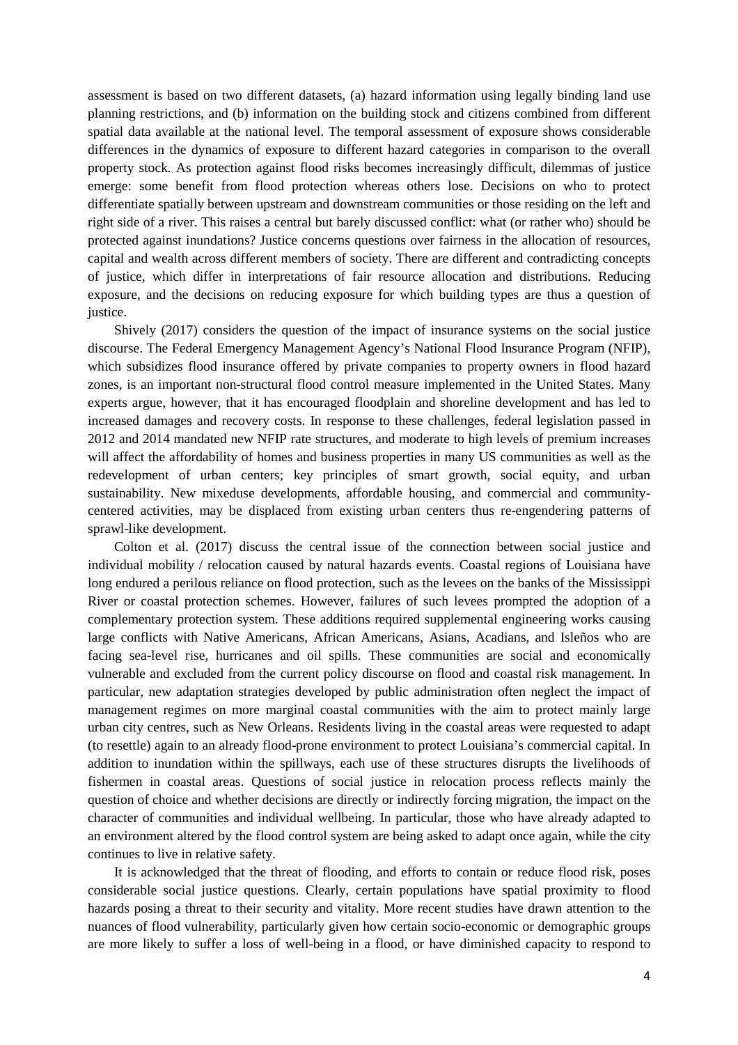assessment is based on two different datasets, (a) hazard information using legally binding land use planning restrictions, and (b) information on the building stock and citizens combined from different spatial data available at the national level. The temporal assessment of exposure shows considerable differences in the dynamics of exposure to different hazard categories in comparison to the overall property stock. As protection against flood risks becomes increasingly difficult, dilemmas of justice emerge: some benefit from flood protection whereas others lose. Decisions on who to protect differentiate spatially between upstream and downstream communities or those residing on the left and right side of a river. This raises a central but barely discussed conflict: what (or rather who) should be protected against inundations? Justice concerns questions over fairness in the allocation of resources, capital and wealth across different members of society. There are different and contradicting concepts of justice, which differ in interpretations of fair resource allocation and distributions. Reducing exposure, and the decisions on reducing exposure for which building types are thus a question of justice.

Shively (2017) considers the question of the impact of insurance systems on the social justice discourse. The Federal Emergency Management Agency's National Flood Insurance Program (NFIP), which subsidizes flood insurance offered by private companies to property owners in flood hazard zones, is an important non-structural flood control measure implemented in the United States. Many experts argue, however, that it has encouraged floodplain and shoreline development and has led to increased damages and recovery costs. In response to these challenges, federal legislation passed in 2012 and 2014 mandated new NFIP rate structures, and moderate to high levels of premium increases will affect the affordability of homes and business properties in many US communities as well as the redevelopment of urban centers; key principles of smart growth, social equity, and urban sustainability. New mixeduse developments, affordable housing, and commercial and community-centered activities, may be displaced from existing urban centers thus re-engendering patterns of sprawl-like development.

Colton et al. (2017) discuss the central issue of the connection between social justice and individual mobility / relocation caused by natural hazards events. Coastal regions of Louisiana have long endured a perilous reliance on flood protection, such as the levees on the banks of the Mississippi River or coastal protection schemes. However, failures of such levees prompted the adoption of a complementary protection system. These additions required supplemental engineering works causing large conflicts with Native Americans, African Americans, Asians, Acadians, and Isleños who are facing sea-level rise, hurricanes and oil spills. These communities are social and economically vulnerable and excluded from the current policy discourse on flood and coastal risk management. In particular, new adaptation strategies developed by public administration often neglect the impact of management regimes on more marginal coastal communities with the aim to protect mainly large urban city centres, such as New Orleans. Residents living in the coastal areas were requested to adapt (to resettle) again to an already flood-prone environment to protect Louisiana's commercial capital. In addition to inundation within the spillways, each use of these structures disrupts the livelihoods of fishermen in coastal areas. Questions of social justice in relocation process reflects mainly the question of choice and whether decisions are directly or indirectly forcing migration, the impact on the character of communities and individual wellbeing. In particular, those who have already adapted to an environment altered by the flood control system are being asked to adapt once again, while the city continues to live in relative safety.

It is acknowledged that the threat of flooding, and efforts to contain or reduce flood risk, poses considerable social justice questions. Clearly, certain populations have spatial proximity to flood hazards posing a threat to their security and vitality. More recent studies have drawn attention to the nuances of flood vulnerability, particularly given how certain socio-economic or demographic groups are more likely to suffer a loss of well-being in a flood, or have diminished capacity to respond to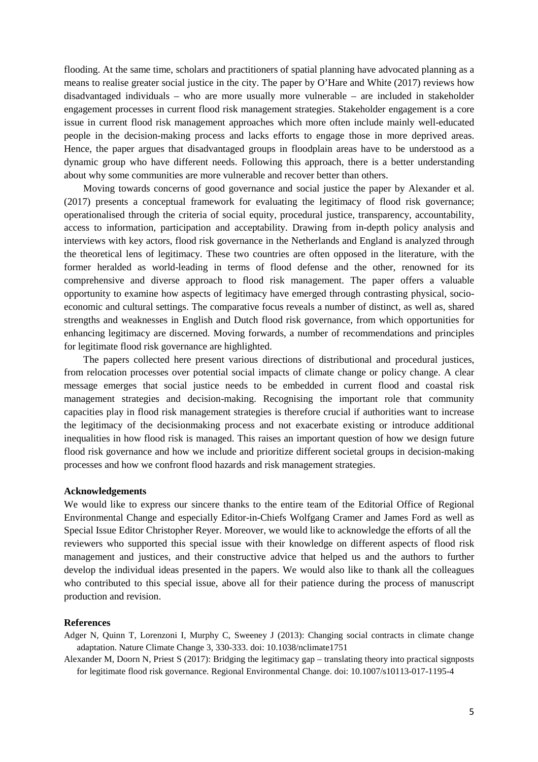flooding. At the same time, scholars and practitioners of spatial planning have advocated planning as a means to realise greater social justice in the city. The paper by O'Hare and White (2017) reviews how disadvantaged individuals – who are more usually more vulnerable – are included in stakeholder engagement processes in current flood risk management strategies. Stakeholder engagement is a core issue in current flood risk management approaches which more often include mainly well-educated people in the decision-making process and lacks efforts to engage those in more deprived areas. Hence, the paper argues that disadvantaged groups in floodplain areas have to be understood as a dynamic group who have different needs. Following this approach, there is a better understanding about why some communities are more vulnerable and recover better than others.

Moving towards concerns of good governance and social justice the paper by Alexander et al. (2017) presents a conceptual framework for evaluating the legitimacy of flood risk governance; operationalised through the criteria of social equity, procedural justice, transparency, accountability, access to information, participation and acceptability. Drawing from in-depth policy analysis and interviews with key actors, flood risk governance in the Netherlands and England is analyzed through the theoretical lens of legitimacy. These two countries are often opposed in the literature, with the former heralded as world-leading in terms of flood defense and the other, renowned for its comprehensive and diverse approach to flood risk management. The paper offers a valuable opportunity to examine how aspects of legitimacy have emerged through contrasting physical, socio-economic and cultural settings. The comparative focus reveals a number of distinct, as well as, shared strengths and weaknesses in English and Dutch flood risk governance, from which opportunities for enhancing legitimacy are discerned. Moving forwards, a number of recommendations and principles for legitimate flood risk governance are highlighted.

The papers collected here present various directions of distributional and procedural justices, from relocation processes over potential social impacts of climate change or policy change. A clear message emerges that social justice needs to be embedded in current flood and coastal risk management strategies and decision-making. Recognising the important role that community capacities play in flood risk management strategies is therefore crucial if authorities want to increase the legitimacy of the decisionmaking process and not exacerbate existing or introduce additional inequalities in how flood risk is managed. This raises an important question of how we design future flood risk governance and how we include and prioritize different societal groups in decision-making processes and how we confront flood hazards and risk management strategies.

**Acknowledgements**

We would like to express our sincere thanks to the entire team of the Editorial Office of Regional Environmental Change and especially Editor-in-Chiefs Wolfgang Cramer and James Ford as well as Special Issue Editor Christopher Reyer. Moreover, we would like to acknowledge the efforts of all the reviewers who supported this special issue with their knowledge on different aspects of flood risk management and justices, and their constructive advice that helped us and the authors to further develop the individual ideas presented in the papers. We would also like to thank all the colleagues who contributed to this special issue, above all for their patience during the process of manuscript production and revision.

**References**

Adger N, Quinn T, Lorenzoni I, Murphy C, Sweeney J (2013): Changing social contracts in climate change adaptation. Nature Climate Change 3, 330-333. doi: 10.1038/nclimate1751

Alexander M, Doorn N, Priest S (2017): Bridging the legitimacy gap – translating theory into practical signposts for legitimate flood risk governance. Regional Environmental Change. doi: 10.1007/s10113-017-1195-4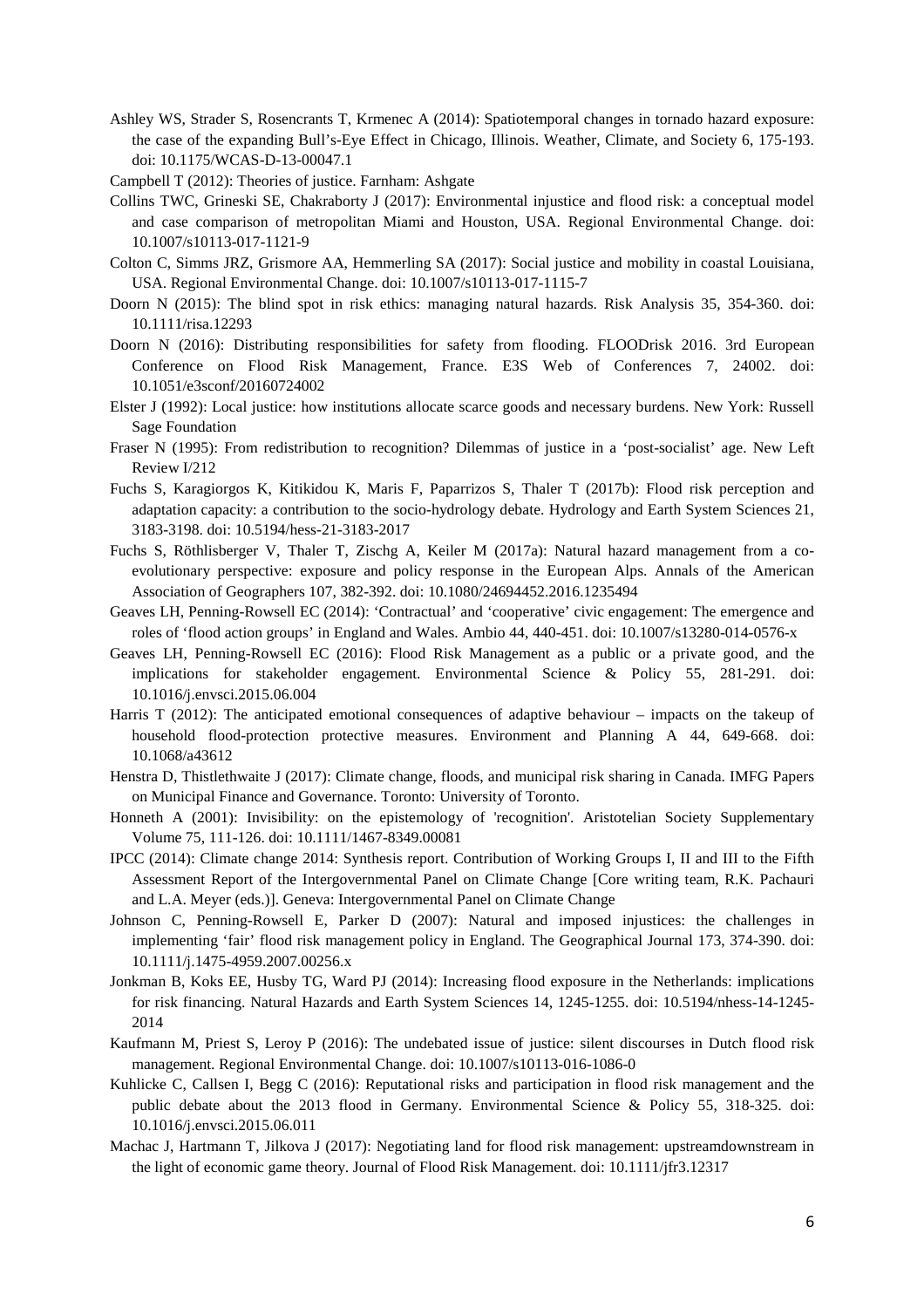Ashley WS, Strader S, Rosencrants T, Krmenec A (2014): Spatiotemporal changes in tornado hazard exposure: the case of the expanding Bull's-Eye Effect in Chicago, Illinois. Weather, Climate, and Society 6, 175-193. doi: 10.1175/WCAS-D-13-00047.1

Campbell T (2012): Theories of justice. Farnham: Ashgate

Collins TWC, Grineski SE, Chakraborty J (2017): Environmental injustice and flood risk: a conceptual model and case comparison of metropolitan Miami and Houston, USA. Regional Environmental Change. doi: 10.1007/s10113-017-1121-9

Colton C, Simms JRZ, Grismore AA, Hemmerling SA (2017): Social justice and mobility in coastal Louisiana, USA. Regional Environmental Change. doi: 10.1007/s10113-017-1115-7

Doorn N (2015): The blind spot in risk ethics: managing natural hazards. Risk Analysis 35, 354-360. doi: 10.1111/risa.12293

Doorn N (2016): Distributing responsibilities for safety from flooding. FLOODrisk 2016. 3rd European Conference on Flood Risk Management, France. E3S Web of Conferences 7, 24002. doi: 10.1051/e3sconf/20160724002

Elster J (1992): Local justice: how institutions allocate scarce goods and necessary burdens. New York: Russell Sage Foundation

Fraser N (1995): From redistribution to recognition? Dilemmas of justice in a 'post-socialist' age. New Left Review I/212

Fuchs S, Karagiorgos K, Kitikidou K, Maris F, Paparrizos S, Thaler T (2017b): Flood risk perception and adaptation capacity: a contribution to the socio-hydrology debate. Hydrology and Earth System Sciences 21, 3183-3198. doi: 10.5194/hess-21-3183-2017

Fuchs S, Röthlisberger V, Thaler T, Zischg A, Keiler M (2017a): Natural hazard management from a co-evolutionary perspective: exposure and policy response in the European Alps. Annals of the American Association of Geographers 107, 382-392. doi: 10.1080/24694452.2016.1235494

Geaves LH, Penning-Rowsell EC (2014): 'Contractual' and 'cooperative' civic engagement: The emergence and roles of 'flood action groups' in England and Wales. Ambio 44, 440-451. doi: 10.1007/s13280-014-0576-x

Geaves LH, Penning-Rowsell EC (2016): Flood Risk Management as a public or a private good, and the implications for stakeholder engagement. Environmental Science & Policy 55, 281-291. doi: 10.1016/j.envsci.2015.06.004

Harris T (2012): The anticipated emotional consequences of adaptive behaviour – impacts on the takeup of household flood-protection protective measures. Environment and Planning A 44, 649-668. doi: 10.1068/a43612

Henstra D, Thistlethwaite J (2017): Climate change, floods, and municipal risk sharing in Canada. IMFG Papers on Municipal Finance and Governance. Toronto: University of Toronto.

Honneth A (2001): Invisibility: on the epistemology of 'recognition'. Aristotelian Society Supplementary Volume 75, 111-126. doi: 10.1111/1467-8349.00081

IPCC (2014): Climate change 2014: Synthesis report. Contribution of Working Groups I, II and III to the Fifth Assessment Report of the Intergovernmental Panel on Climate Change [Core writing team, R.K. Pachauri and L.A. Meyer (eds.)]. Geneva: Intergovernmental Panel on Climate Change

Johnson C, Penning-Rowsell E, Parker D (2007): Natural and imposed injustices: the challenges in implementing 'fair' flood risk management policy in England. The Geographical Journal 173, 374-390. doi: 10.1111/j.1475-4959.2007.00256.x

Jonkman B, Koks EE, Husby TG, Ward PJ (2014): Increasing flood exposure in the Netherlands: implications for risk financing. Natural Hazards and Earth System Sciences 14, 1245-1255. doi: 10.5194/nhess-14-1245-2014

Kaufmann M, Priest S, Leroy P (2016): The undebated issue of justice: silent discourses in Dutch flood risk management. Regional Environmental Change. doi: 10.1007/s10113-016-1086-0

Kuhlicke C, Callsen I, Begg C (2016): Reputational risks and participation in flood risk management and the public debate about the 2013 flood in Germany. Environmental Science & Policy 55, 318-325. doi: 10.1016/j.envsci.2015.06.011

Machac J, Hartmann T, Jilkova J (2017): Negotiating land for flood risk management: upstreamdownstream in the light of economic game theory. Journal of Flood Risk Management. doi: 10.1111/jfr3.12317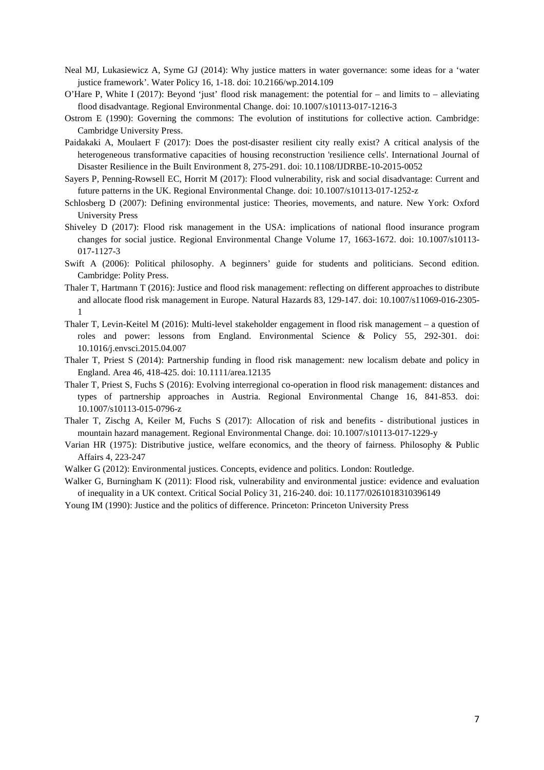Neal MJ, Lukasiewicz A, Syme GJ (2014): Why justice matters in water governance: some ideas for a 'water justice framework'. Water Policy 16, 1-18. doi: 10.2166/wp.2014.109

O'Hare P, White I (2017): Beyond 'just' flood risk management: the potential for – and limits to – alleviating flood disadvantage. Regional Environmental Change. doi: 10.1007/s10113-017-1216-3

Ostrom E (1990): Governing the commons: The evolution of institutions for collective action. Cambridge: Cambridge University Press.

Paidakaki A, Moulaert F (2017): Does the post-disaster resilient city really exist? A critical analysis of the heterogeneous transformative capacities of housing reconstruction 'resilience cells'. International Journal of Disaster Resilience in the Built Environment 8, 275-291. doi: 10.1108/IJDRBE-10-2015-0052

Sayers P, Penning-Rowsell EC, Horrit M (2017): Flood vulnerability, risk and social disadvantage: Current and future patterns in the UK. Regional Environmental Change. doi: 10.1007/s10113-017-1252-z

Schlosberg D (2007): Defining environmental justice: Theories, movements, and nature. New York: Oxford University Press

Shiveley D (2017): Flood risk management in the USA: implications of national flood insurance program changes for social justice. Regional Environmental Change Volume 17, 1663-1672. doi: 10.1007/s10113-017-1127-3

Swift A (2006): Political philosophy. A beginners' guide for students and politicians. Second edition. Cambridge: Polity Press.

Thaler T, Hartmann T (2016): Justice and flood risk management: reflecting on different approaches to distribute and allocate flood risk management in Europe. Natural Hazards 83, 129-147. doi: 10.1007/s11069-016-2305-1

Thaler T, Levin-Keitel M (2016): Multi-level stakeholder engagement in flood risk management – a question of roles and power: lessons from England. Environmental Science & Policy 55, 292-301. doi: 10.1016/j.envsci.2015.04.007

Thaler T, Priest S (2014): Partnership funding in flood risk management: new localism debate and policy in England. Area 46, 418-425. doi: 10.1111/area.12135

Thaler T, Priest S, Fuchs S (2016): Evolving interregional co-operation in flood risk management: distances and types of partnership approaches in Austria. Regional Environmental Change 16, 841-853. doi: 10.1007/s10113-015-0796-z

Thaler T, Zischg A, Keiler M, Fuchs S (2017): Allocation of risk and benefits - distributional justices in mountain hazard management. Regional Environmental Change. doi: 10.1007/s10113-017-1229-y

Varian HR (1975): Distributive justice, welfare economics, and the theory of fairness. Philosophy & Public Affairs 4, 223-247

Walker G (2012): Environmental justices. Concepts, evidence and politics. London: Routledge.

Walker G, Burningham K (2011): Flood risk, vulnerability and environmental justice: evidence and evaluation of inequality in a UK context. Critical Social Policy 31, 216-240. doi: 10.1177/0261018310396149

Young IM (1990): Justice and the politics of difference. Princeton: Princeton University Press